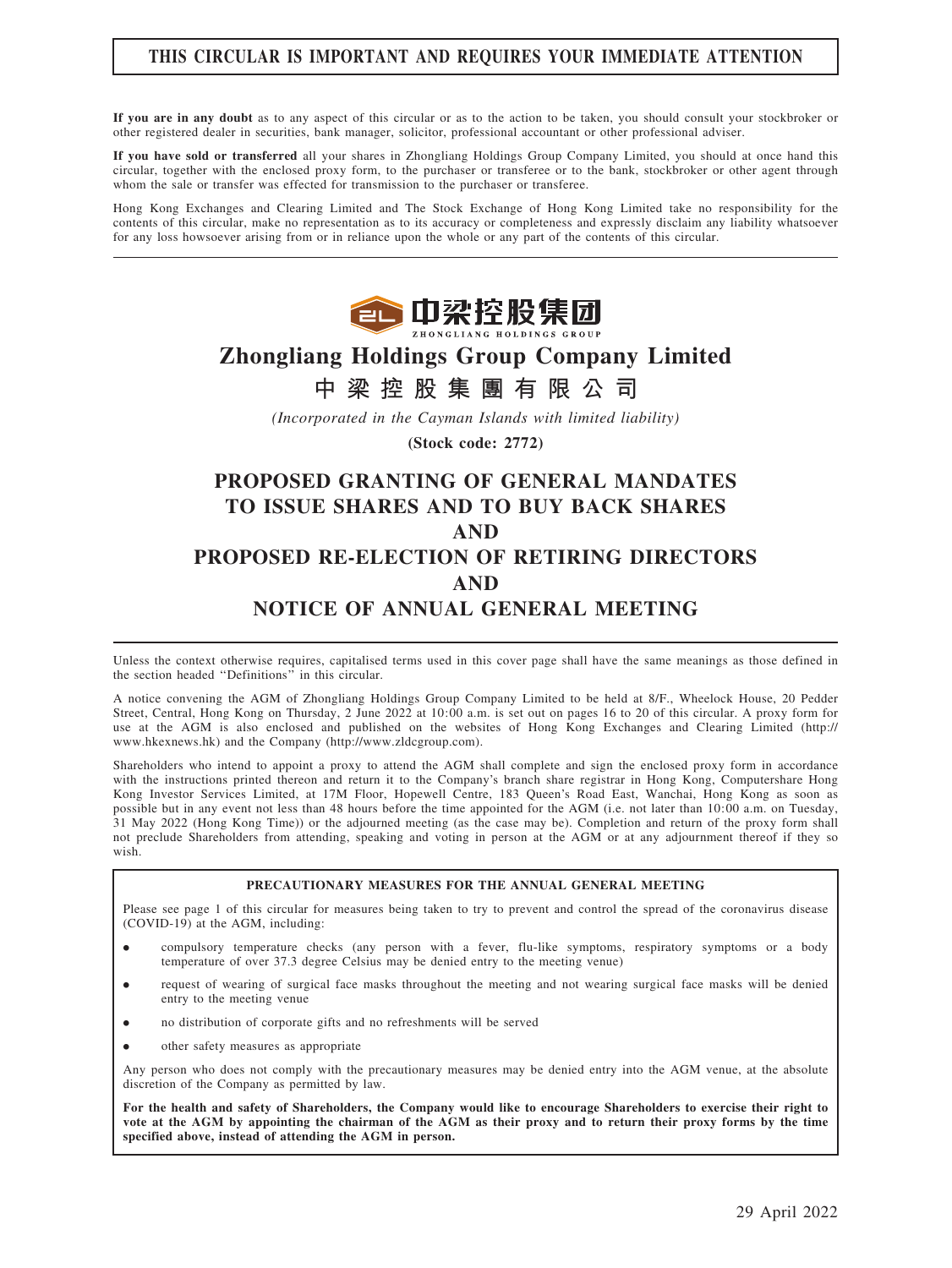**THIS CIRCULAR IS IMPORTANT AND REQUIRES YOUR IMMEDIATE ATTENTION**

**If you are in any doubt** as to any aspect of this circular or as to the action to be taken, you should consult your stockbroker or other registered dealer in securities, bank manager, solicitor, professional accountant or other professional adviser.

**If you have sold or transferred** all your shares in Zhongliang Holdings Group Company Limited, you should at once hand this circular, together with the enclosed proxy form, to the purchaser or transferee or to the bank, stockbroker or other agent through whom the sale or transfer was effected for transmission to the purchaser or transferee.

Hong Kong Exchanges and Clearing Limited and The Stock Exchange of Hong Kong Limited take no responsibility for the contents of this circular, make no representation as to its accuracy or completeness and expressly disclaim any liability whatsoever for any loss howsoever arising from or in reliance upon the whole or any part of the contents of this circular.

中梁控股集团
ZHONGLIANG HOLDINGS GROUP

# Zhongliang Holdings Group Company Limited

# 中梁控股集團有限公司

*(Incorporated in the Cayman Islands with limited liability)*

**(Stock code: 2772)**

# PROPOSED GRANTING OF GENERAL MANDATES TO ISSUE SHARES AND TO BUY BACK SHARES AND PROPOSED RE-ELECTION OF RETIRING DIRECTORS AND NOTICE OF ANNUAL GENERAL MEETING

Unless the context otherwise requires, capitalised terms used in this cover page shall have the same meanings as those defined in the section headed "Definitions" in this circular.

A notice convening the AGM of Zhongliang Holdings Group Company Limited to be held at 8/F., Wheelock House, 20 Pedder Street, Central, Hong Kong on Thursday, 2 June 2022 at 10:00 a.m. is set out on pages 16 to 20 of this circular. A proxy form for use at the AGM is also enclosed and published on the websites of Hong Kong Exchanges and Clearing Limited (http://www.hkexnews.hk) and the Company (http://www.zldcgroup.com).

Shareholders who intend to appoint a proxy to attend the AGM shall complete and sign the enclosed proxy form in accordance with the instructions printed thereon and return it to the Company's branch share registrar in Hong Kong, Computershare Hong Kong Investor Services Limited, at 17M Floor, Hopewell Centre, 183 Queen's Road East, Wanchai, Hong Kong as soon as possible but in any event not less than 48 hours before the time appointed for the AGM (i.e. not later than 10:00 a.m. on Tuesday, 31 May 2022 (Hong Kong Time)) or the adjourned meeting (as the case may be). Completion and return of the proxy form shall not preclude Shareholders from attending, speaking and voting in person at the AGM or at any adjournment thereof if they so wish.

**PRECAUTIONARY MEASURES FOR THE ANNUAL GENERAL MEETING**

Please see page 1 of this circular for measures being taken to try to prevent and control the spread of the coronavirus disease (COVID-19) at the AGM, including:

- compulsory temperature checks (any person with a fever, flu-like symptoms, respiratory symptoms or a body temperature of over 37.3 degree Celsius may be denied entry to the meeting venue)
- request of wearing of surgical face masks throughout the meeting and not wearing surgical face masks will be denied entry to the meeting venue
- no distribution of corporate gifts and no refreshments will be served
- other safety measures as appropriate

Any person who does not comply with the precautionary measures may be denied entry into the AGM venue, at the absolute discretion of the Company as permitted by law.

**For the health and safety of Shareholders, the Company would like to encourage Shareholders to exercise their right to vote at the AGM by appointing the chairman of the AGM as their proxy and to return their proxy forms by the time specified above, instead of attending the AGM in person.**

29 April 2022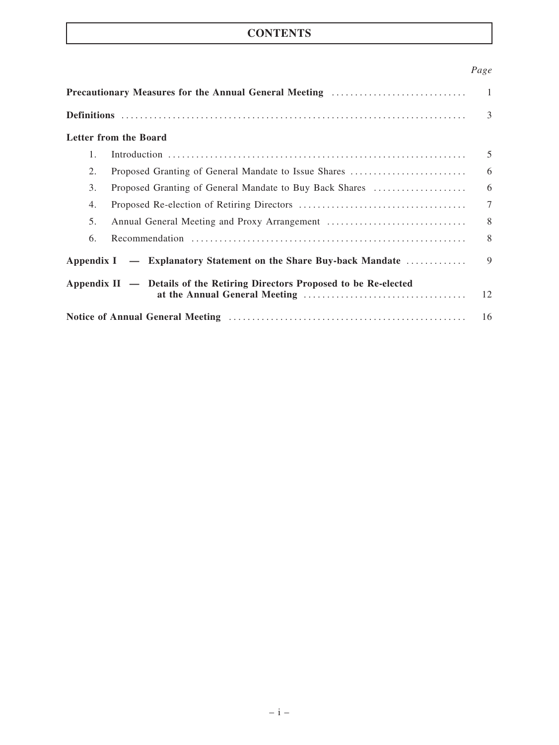# CONTENTS

| | Page |
|---|---|
| **Precautionary Measures for the Annual General Meeting** | 1 |
| **Definitions** | 3 |
| **Letter from the Board** | |
| 1. Introduction | 5 |
| 2. Proposed Granting of General Mandate to Issue Shares | 6 |
| 3. Proposed Granting of General Mandate to Buy Back Shares | 6 |
| 4. Proposed Re-election of Retiring Directors | 7 |
| 5. Annual General Meeting and Proxy Arrangement | 8 |
| 6. Recommendation | 8 |
| **Appendix I — Explanatory Statement on the Share Buy-back Mandate** | 9 |
| **Appendix II — Details of the Retiring Directors Proposed to be Re-elected at the Annual General Meeting** | 12 |
| **Notice of Annual General Meeting** | 16 |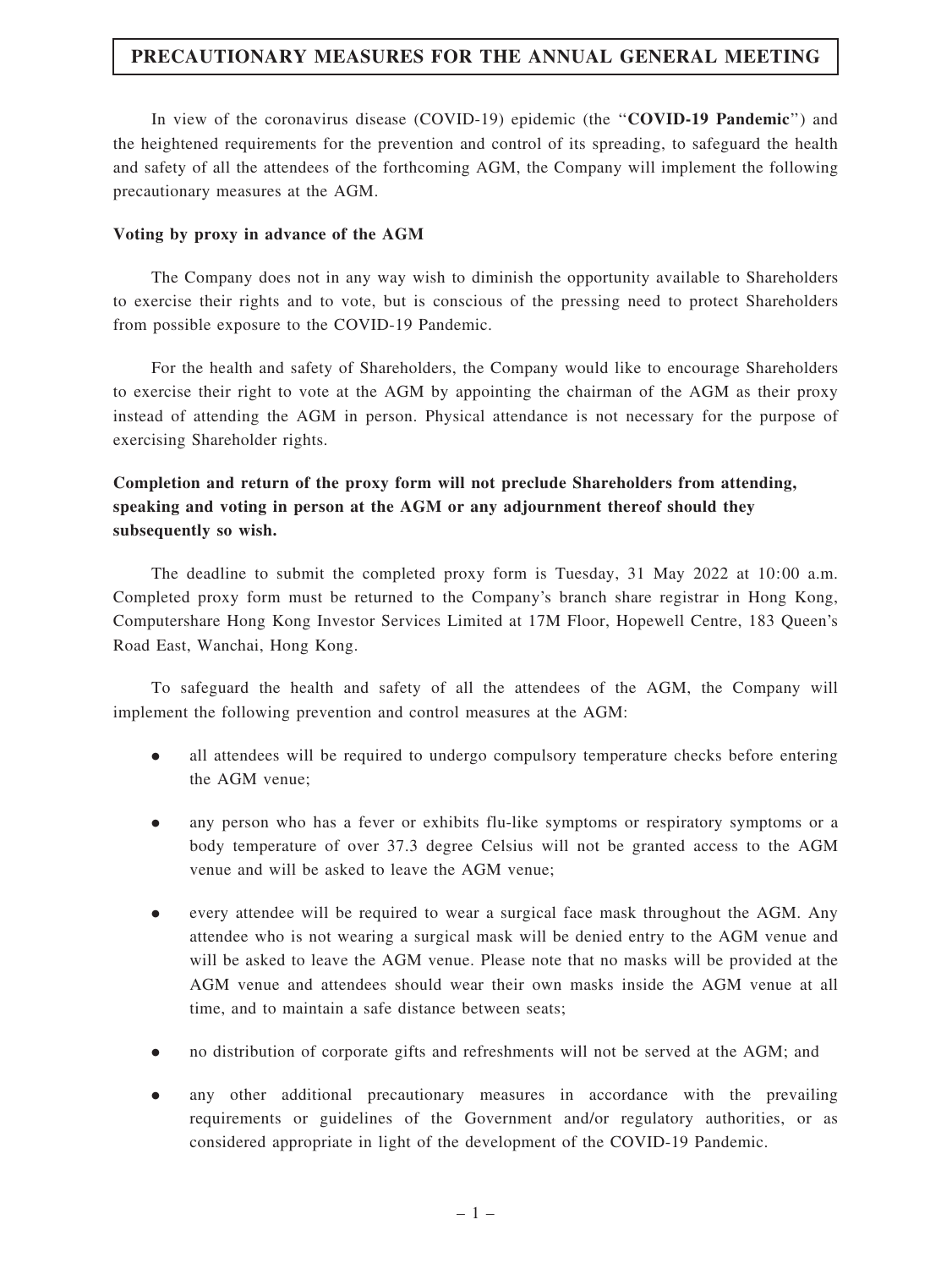# PRECAUTIONARY MEASURES FOR THE ANNUAL GENERAL MEETING

In view of the coronavirus disease (COVID-19) epidemic (the "**COVID-19 Pandemic**") and the heightened requirements for the prevention and control of its spreading, to safeguard the health and safety of all the attendees of the forthcoming AGM, the Company will implement the following precautionary measures at the AGM.

**Voting by proxy in advance of the AGM**

The Company does not in any way wish to diminish the opportunity available to Shareholders to exercise their rights and to vote, but is conscious of the pressing need to protect Shareholders from possible exposure to the COVID-19 Pandemic.

For the health and safety of Shareholders, the Company would like to encourage Shareholders to exercise their right to vote at the AGM by appointing the chairman of the AGM as their proxy instead of attending the AGM in person. Physical attendance is not necessary for the purpose of exercising Shareholder rights.

**Completion and return of the proxy form will not preclude Shareholders from attending, speaking and voting in person at the AGM or any adjournment thereof should they subsequently so wish.**

The deadline to submit the completed proxy form is Tuesday, 31 May 2022 at 10:00 a.m. Completed proxy form must be returned to the Company's branch share registrar in Hong Kong, Computershare Hong Kong Investor Services Limited at 17M Floor, Hopewell Centre, 183 Queen's Road East, Wanchai, Hong Kong.

To safeguard the health and safety of all the attendees of the AGM, the Company will implement the following prevention and control measures at the AGM:

- all attendees will be required to undergo compulsory temperature checks before entering the AGM venue;
- any person who has a fever or exhibits flu-like symptoms or respiratory symptoms or a body temperature of over 37.3 degree Celsius will not be granted access to the AGM venue and will be asked to leave the AGM venue;
- every attendee will be required to wear a surgical face mask throughout the AGM. Any attendee who is not wearing a surgical mask will be denied entry to the AGM venue and will be asked to leave the AGM venue. Please note that no masks will be provided at the AGM venue and attendees should wear their own masks inside the AGM venue at all time, and to maintain a safe distance between seats;
- no distribution of corporate gifts and refreshments will not be served at the AGM; and
- any other additional precautionary measures in accordance with the prevailing requirements or guidelines of the Government and/or regulatory authorities, or as considered appropriate in light of the development of the COVID-19 Pandemic.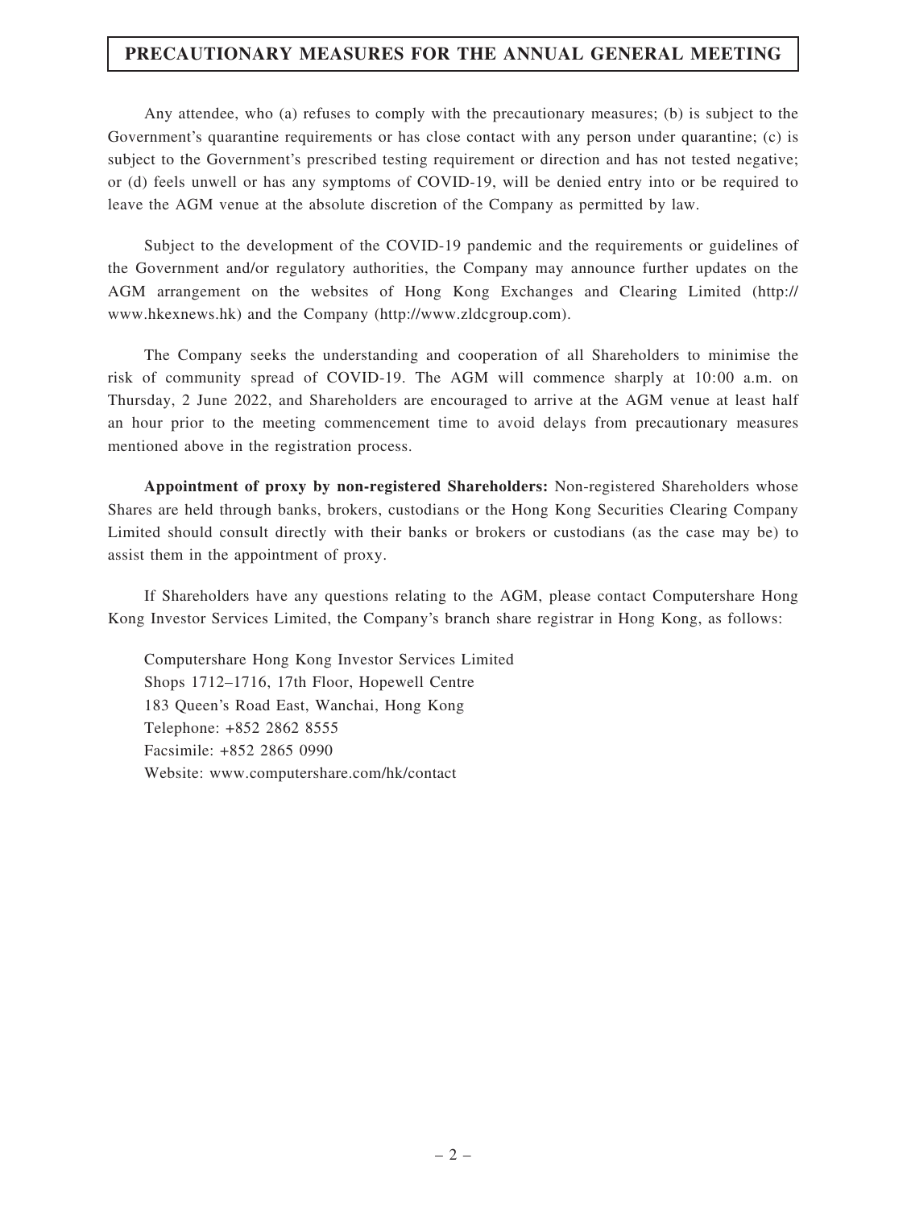## PRECAUTIONARY MEASURES FOR THE ANNUAL GENERAL MEETING

Any attendee, who (a) refuses to comply with the precautionary measures; (b) is subject to the Government's quarantine requirements or has close contact with any person under quarantine; (c) is subject to the Government's prescribed testing requirement or direction and has not tested negative; or (d) feels unwell or has any symptoms of COVID-19, will be denied entry into or be required to leave the AGM venue at the absolute discretion of the Company as permitted by law.

Subject to the development of the COVID-19 pandemic and the requirements or guidelines of the Government and/or regulatory authorities, the Company may announce further updates on the AGM arrangement on the websites of Hong Kong Exchanges and Clearing Limited (http://www.hkexnews.hk) and the Company (http://www.zldcgroup.com).

The Company seeks the understanding and cooperation of all Shareholders to minimise the risk of community spread of COVID-19. The AGM will commence sharply at 10:00 a.m. on Thursday, 2 June 2022, and Shareholders are encouraged to arrive at the AGM venue at least half an hour prior to the meeting commencement time to avoid delays from precautionary measures mentioned above in the registration process.

**Appointment of proxy by non-registered Shareholders:** Non-registered Shareholders whose Shares are held through banks, brokers, custodians or the Hong Kong Securities Clearing Company Limited should consult directly with their banks or brokers or custodians (as the case may be) to assist them in the appointment of proxy.

If Shareholders have any questions relating to the AGM, please contact Computershare Hong Kong Investor Services Limited, the Company's branch share registrar in Hong Kong, as follows:

Computershare Hong Kong Investor Services Limited
Shops 1712–1716, 17th Floor, Hopewell Centre
183 Queen's Road East, Wanchai, Hong Kong
Telephone: +852 2862 8555
Facsimile: +852 2865 0990
Website: www.computershare.com/hk/contact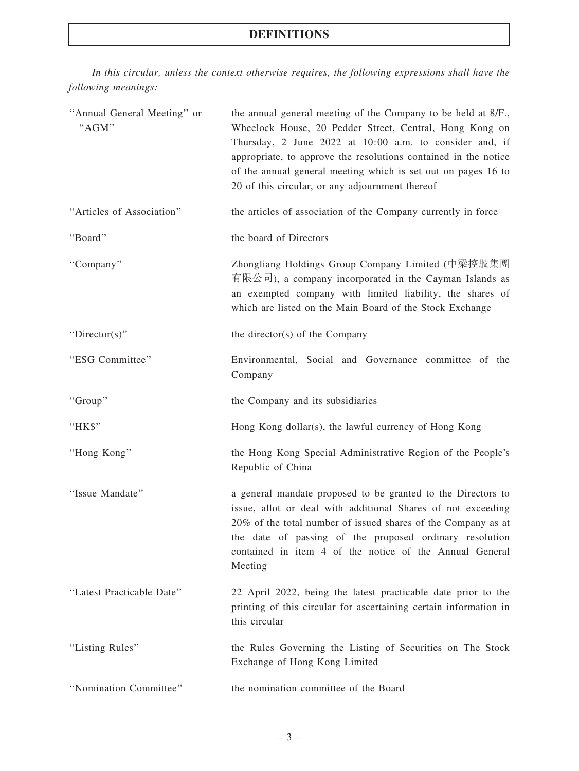# DEFINITIONS

*In this circular, unless the context otherwise requires, the following expressions shall have the following meanings:*

| | |
|---|---|
| "Annual General Meeting" or "AGM" | the annual general meeting of the Company to be held at 8/F., Wheelock House, 20 Pedder Street, Central, Hong Kong on Thursday, 2 June 2022 at 10:00 a.m. to consider and, if appropriate, to approve the resolutions contained in the notice of the annual general meeting which is set out on pages 16 to 20 of this circular, or any adjournment thereof |
| "Articles of Association" | the articles of association of the Company currently in force |
| "Board" | the board of Directors |
| "Company" | Zhongliang Holdings Group Company Limited (中梁控股集團有限公司), a company incorporated in the Cayman Islands as an exempted company with limited liability, the shares of which are listed on the Main Board of the Stock Exchange |
| "Director(s)" | the director(s) of the Company |
| "ESG Committee" | Environmental, Social and Governance committee of the Company |
| "Group" | the Company and its subsidiaries |
| "HK$" | Hong Kong dollar(s), the lawful currency of Hong Kong |
| "Hong Kong" | the Hong Kong Special Administrative Region of the People's Republic of China |
| "Issue Mandate" | a general mandate proposed to be granted to the Directors to issue, allot or deal with additional Shares of not exceeding 20% of the total number of issued shares of the Company as at the date of passing of the proposed ordinary resolution contained in item 4 of the notice of the Annual General Meeting |
| "Latest Practicable Date" | 22 April 2022, being the latest practicable date prior to the printing of this circular for ascertaining certain information in this circular |
| "Listing Rules" | the Rules Governing the Listing of Securities on The Stock Exchange of Hong Kong Limited |
| "Nomination Committee" | the nomination committee of the Board |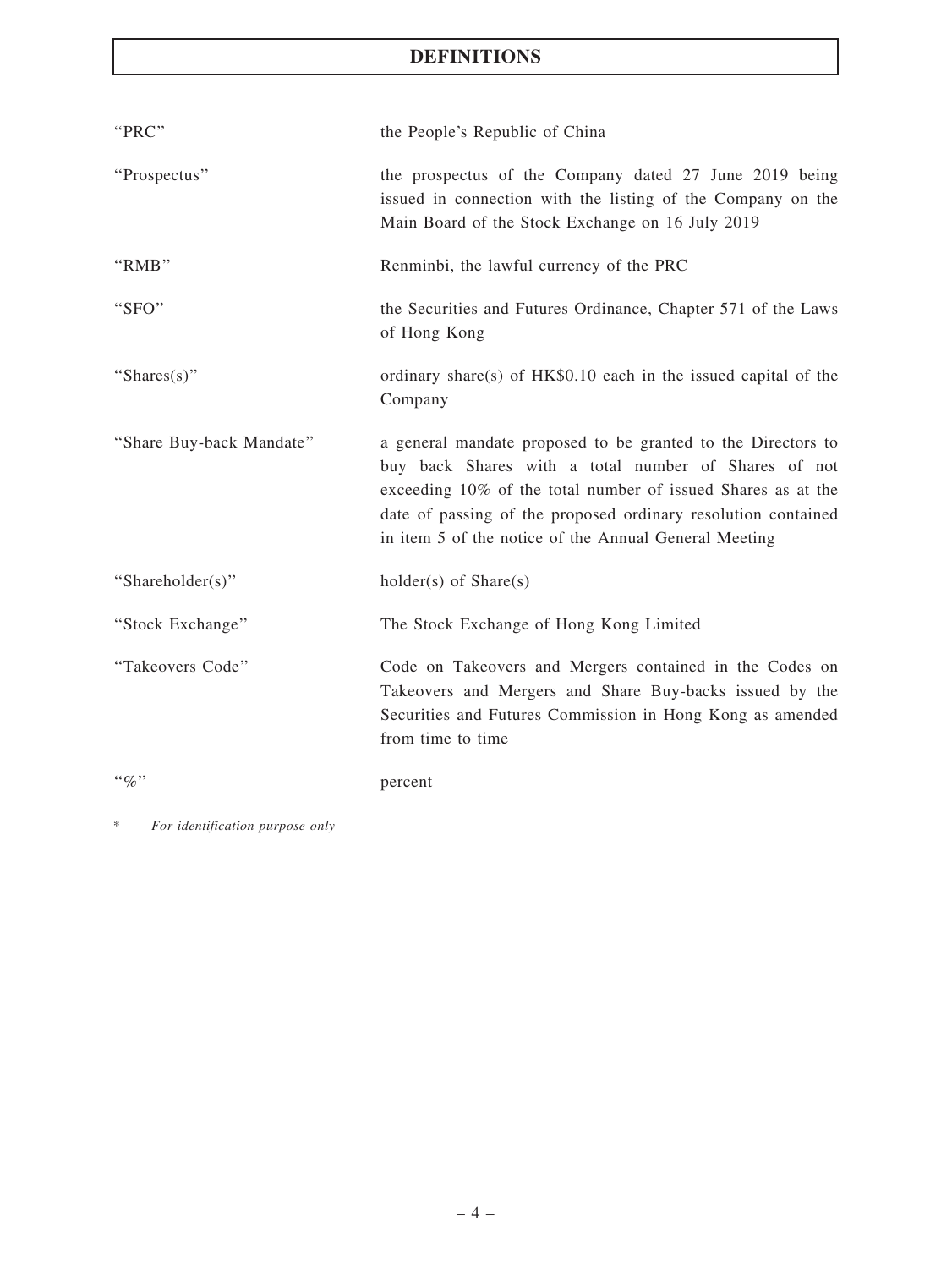# DEFINITIONS

| | |
|---|---|
| "PRC" | the People's Republic of China |
| "Prospectus" | the prospectus of the Company dated 27 June 2019 being issued in connection with the listing of the Company on the Main Board of the Stock Exchange on 16 July 2019 |
| "RMB" | Renminbi, the lawful currency of the PRC |
| "SFO" | the Securities and Futures Ordinance, Chapter 571 of the Laws of Hong Kong |
| "Shares(s)" | ordinary share(s) of HK$0.10 each in the issued capital of the Company |
| "Share Buy-back Mandate" | a general mandate proposed to be granted to the Directors to buy back Shares with a total number of Shares of not exceeding 10% of the total number of issued Shares as at the date of passing of the proposed ordinary resolution contained in item 5 of the notice of the Annual General Meeting |
| "Shareholder(s)" | holder(s) of Share(s) |
| "Stock Exchange" | The Stock Exchange of Hong Kong Limited |
| "Takeovers Code" | Code on Takeovers and Mergers contained in the Codes on Takeovers and Mergers and Share Buy-backs issued by the Securities and Futures Commission in Hong Kong as amended from time to time |
| "%" | percent |

\* *For identification purpose only*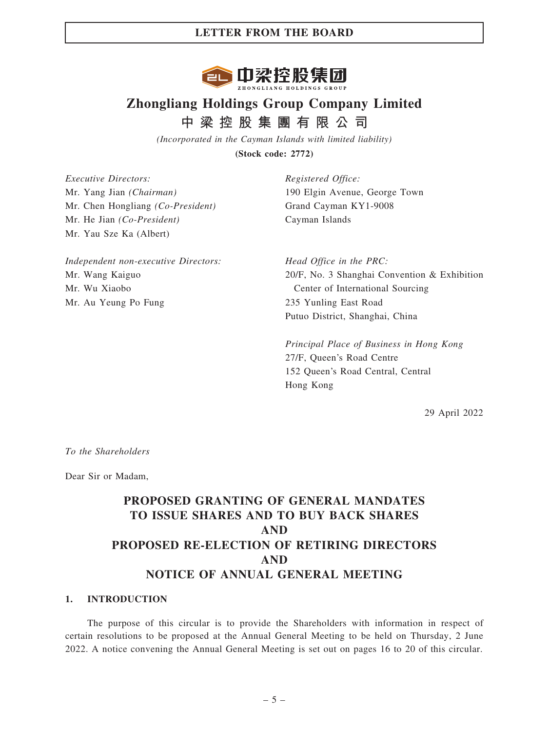# Zhongliang Holdings Group Company Limited

# 中梁控股集團有限公司

*(Incorporated in the Cayman Islands with limited liability)*

**(Stock code: 2772)**

*Executive Directors:*
Mr. Yang Jian *(Chairman)*
Mr. Chen Hongliang *(Co-President)*
Mr. He Jian *(Co-President)*
Mr. Yau Sze Ka (Albert)

*Independent non-executive Directors:*
Mr. Wang Kaiguo
Mr. Wu Xiaobo
Mr. Au Yeung Po Fung

*Registered Office:*
190 Elgin Avenue, George Town
Grand Cayman KY1-9008
Cayman Islands

*Head Office in the PRC:*
20/F, No. 3 Shanghai Convention & Exhibition Center of International Sourcing
235 Yunling East Road
Putuo District, Shanghai, China

*Principal Place of Business in Hong Kong*
27/F, Queen's Road Centre
152 Queen's Road Central, Central
Hong Kong

29 April 2022

*To the Shareholders*

Dear Sir or Madam,

## PROPOSED GRANTING OF GENERAL MANDATES TO ISSUE SHARES AND TO BUY BACK SHARES AND PROPOSED RE-ELECTION OF RETIRING DIRECTORS AND NOTICE OF ANNUAL GENERAL MEETING

### 1. INTRODUCTION

The purpose of this circular is to provide the Shareholders with information in respect of certain resolutions to be proposed at the Annual General Meeting to be held on Thursday, 2 June 2022. A notice convening the Annual General Meeting is set out on pages 16 to 20 of this circular.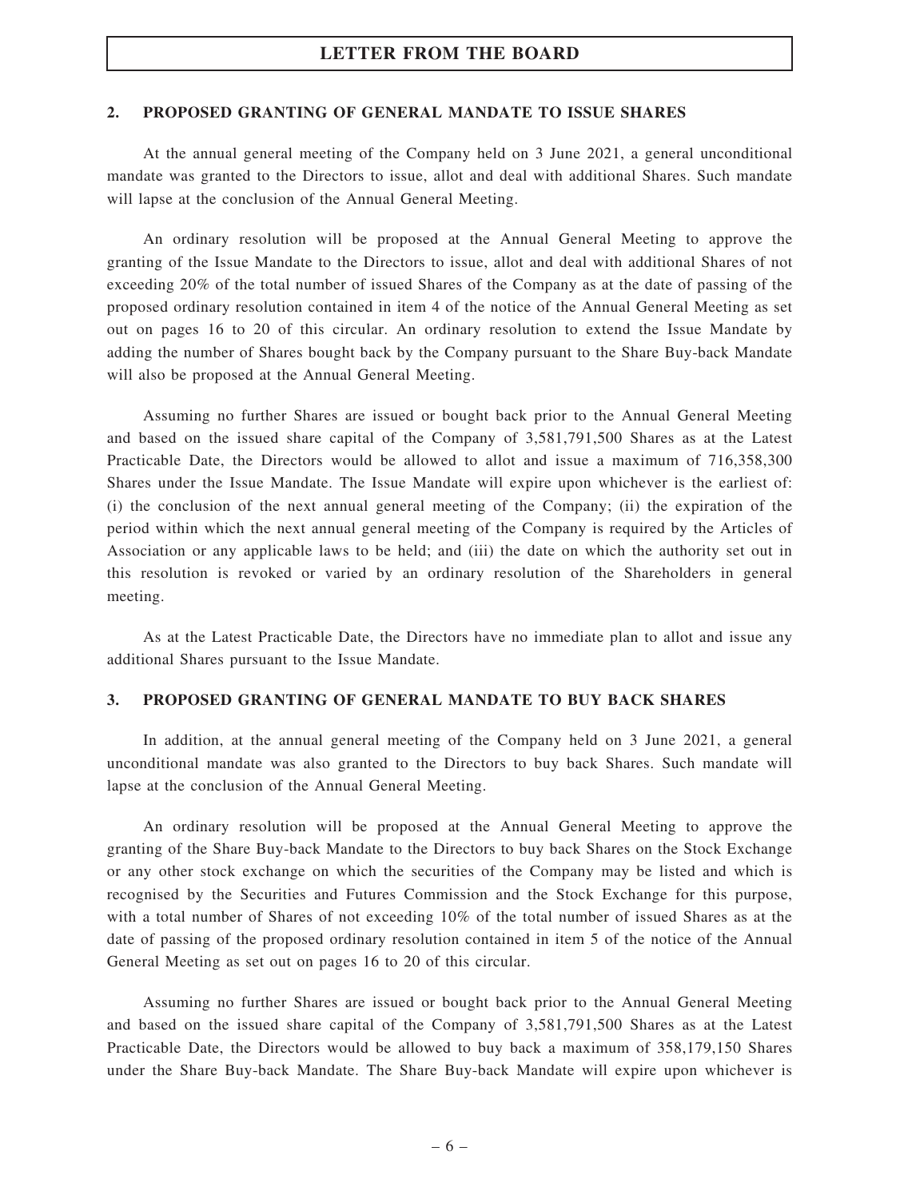## 2. PROPOSED GRANTING OF GENERAL MANDATE TO ISSUE SHARES

At the annual general meeting of the Company held on 3 June 2021, a general unconditional mandate was granted to the Directors to issue, allot and deal with additional Shares. Such mandate will lapse at the conclusion of the Annual General Meeting.

An ordinary resolution will be proposed at the Annual General Meeting to approve the granting of the Issue Mandate to the Directors to issue, allot and deal with additional Shares of not exceeding 20% of the total number of issued Shares of the Company as at the date of passing of the proposed ordinary resolution contained in item 4 of the notice of the Annual General Meeting as set out on pages 16 to 20 of this circular. An ordinary resolution to extend the Issue Mandate by adding the number of Shares bought back by the Company pursuant to the Share Buy-back Mandate will also be proposed at the Annual General Meeting.

Assuming no further Shares are issued or bought back prior to the Annual General Meeting and based on the issued share capital of the Company of 3,581,791,500 Shares as at the Latest Practicable Date, the Directors would be allowed to allot and issue a maximum of 716,358,300 Shares under the Issue Mandate. The Issue Mandate will expire upon whichever is the earliest of: (i) the conclusion of the next annual general meeting of the Company; (ii) the expiration of the period within which the next annual general meeting of the Company is required by the Articles of Association or any applicable laws to be held; and (iii) the date on which the authority set out in this resolution is revoked or varied by an ordinary resolution of the Shareholders in general meeting.

As at the Latest Practicable Date, the Directors have no immediate plan to allot and issue any additional Shares pursuant to the Issue Mandate.

## 3. PROPOSED GRANTING OF GENERAL MANDATE TO BUY BACK SHARES

In addition, at the annual general meeting of the Company held on 3 June 2021, a general unconditional mandate was also granted to the Directors to buy back Shares. Such mandate will lapse at the conclusion of the Annual General Meeting.

An ordinary resolution will be proposed at the Annual General Meeting to approve the granting of the Share Buy-back Mandate to the Directors to buy back Shares on the Stock Exchange or any other stock exchange on which the securities of the Company may be listed and which is recognised by the Securities and Futures Commission and the Stock Exchange for this purpose, with a total number of Shares of not exceeding 10% of the total number of issued Shares as at the date of passing of the proposed ordinary resolution contained in item 5 of the notice of the Annual General Meeting as set out on pages 16 to 20 of this circular.

Assuming no further Shares are issued or bought back prior to the Annual General Meeting and based on the issued share capital of the Company of 3,581,791,500 Shares as at the Latest Practicable Date, the Directors would be allowed to buy back a maximum of 358,179,150 Shares under the Share Buy-back Mandate. The Share Buy-back Mandate will expire upon whichever is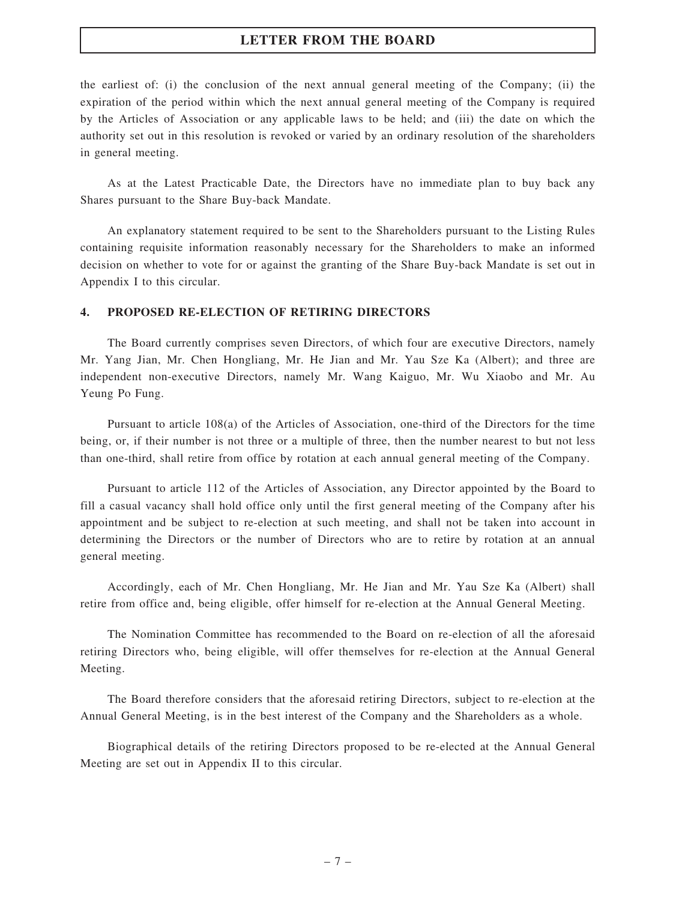the earliest of: (i) the conclusion of the next annual general meeting of the Company; (ii) the expiration of the period within which the next annual general meeting of the Company is required by the Articles of Association or any applicable laws to be held; and (iii) the date on which the authority set out in this resolution is revoked or varied by an ordinary resolution of the shareholders in general meeting.

As at the Latest Practicable Date, the Directors have no immediate plan to buy back any Shares pursuant to the Share Buy-back Mandate.

An explanatory statement required to be sent to the Shareholders pursuant to the Listing Rules containing requisite information reasonably necessary for the Shareholders to make an informed decision on whether to vote for or against the granting of the Share Buy-back Mandate is set out in Appendix I to this circular.

## 4. PROPOSED RE-ELECTION OF RETIRING DIRECTORS

The Board currently comprises seven Directors, of which four are executive Directors, namely Mr. Yang Jian, Mr. Chen Hongliang, Mr. He Jian and Mr. Yau Sze Ka (Albert); and three are independent non-executive Directors, namely Mr. Wang Kaiguo, Mr. Wu Xiaobo and Mr. Au Yeung Po Fung.

Pursuant to article 108(a) of the Articles of Association, one-third of the Directors for the time being, or, if their number is not three or a multiple of three, then the number nearest to but not less than one-third, shall retire from office by rotation at each annual general meeting of the Company.

Pursuant to article 112 of the Articles of Association, any Director appointed by the Board to fill a casual vacancy shall hold office only until the first general meeting of the Company after his appointment and be subject to re-election at such meeting, and shall not be taken into account in determining the Directors or the number of Directors who are to retire by rotation at an annual general meeting.

Accordingly, each of Mr. Chen Hongliang, Mr. He Jian and Mr. Yau Sze Ka (Albert) shall retire from office and, being eligible, offer himself for re-election at the Annual General Meeting.

The Nomination Committee has recommended to the Board on re-election of all the aforesaid retiring Directors who, being eligible, will offer themselves for re-election at the Annual General Meeting.

The Board therefore considers that the aforesaid retiring Directors, subject to re-election at the Annual General Meeting, is in the best interest of the Company and the Shareholders as a whole.

Biographical details of the retiring Directors proposed to be re-elected at the Annual General Meeting are set out in Appendix II to this circular.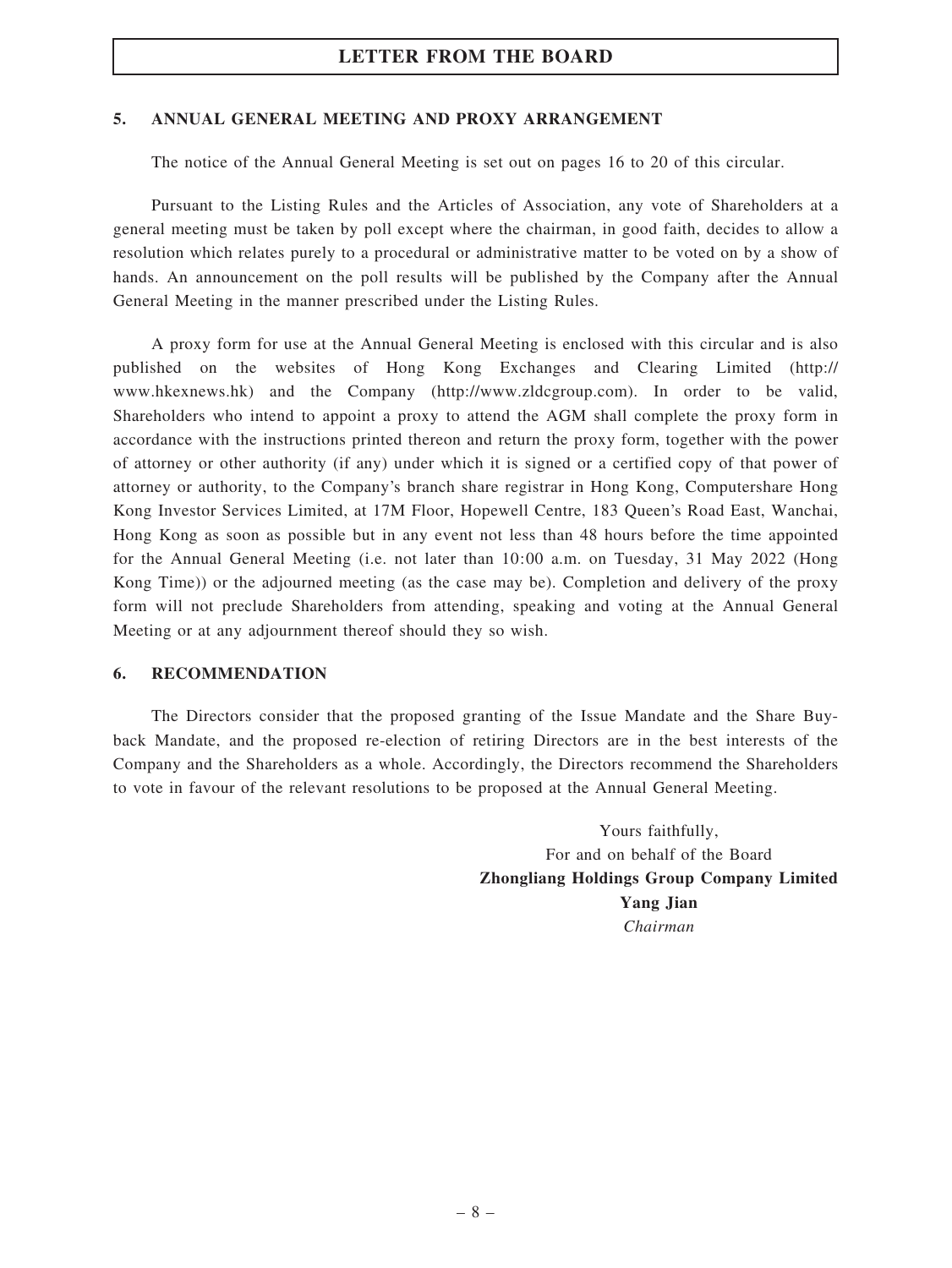## 5. ANNUAL GENERAL MEETING AND PROXY ARRANGEMENT

The notice of the Annual General Meeting is set out on pages 16 to 20 of this circular.

Pursuant to the Listing Rules and the Articles of Association, any vote of Shareholders at a general meeting must be taken by poll except where the chairman, in good faith, decides to allow a resolution which relates purely to a procedural or administrative matter to be voted on by a show of hands. An announcement on the poll results will be published by the Company after the Annual General Meeting in the manner prescribed under the Listing Rules.

A proxy form for use at the Annual General Meeting is enclosed with this circular and is also published on the websites of Hong Kong Exchanges and Clearing Limited (http://www.hkexnews.hk) and the Company (http://www.zldcgroup.com). In order to be valid, Shareholders who intend to appoint a proxy to attend the AGM shall complete the proxy form in accordance with the instructions printed thereon and return the proxy form, together with the power of attorney or other authority (if any) under which it is signed or a certified copy of that power of attorney or authority, to the Company's branch share registrar in Hong Kong, Computershare Hong Kong Investor Services Limited, at 17M Floor, Hopewell Centre, 183 Queen's Road East, Wanchai, Hong Kong as soon as possible but in any event not less than 48 hours before the time appointed for the Annual General Meeting (i.e. not later than 10:00 a.m. on Tuesday, 31 May 2022 (Hong Kong Time)) or the adjourned meeting (as the case may be). Completion and delivery of the proxy form will not preclude Shareholders from attending, speaking and voting at the Annual General Meeting or at any adjournment thereof should they so wish.

## 6. RECOMMENDATION

The Directors consider that the proposed granting of the Issue Mandate and the Share Buy-back Mandate, and the proposed re-election of retiring Directors are in the best interests of the Company and the Shareholders as a whole. Accordingly, the Directors recommend the Shareholders to vote in favour of the relevant resolutions to be proposed at the Annual General Meeting.

Yours faithfully,
For and on behalf of the Board
**Zhongliang Holdings Group Company Limited**
**Yang Jian**
*Chairman*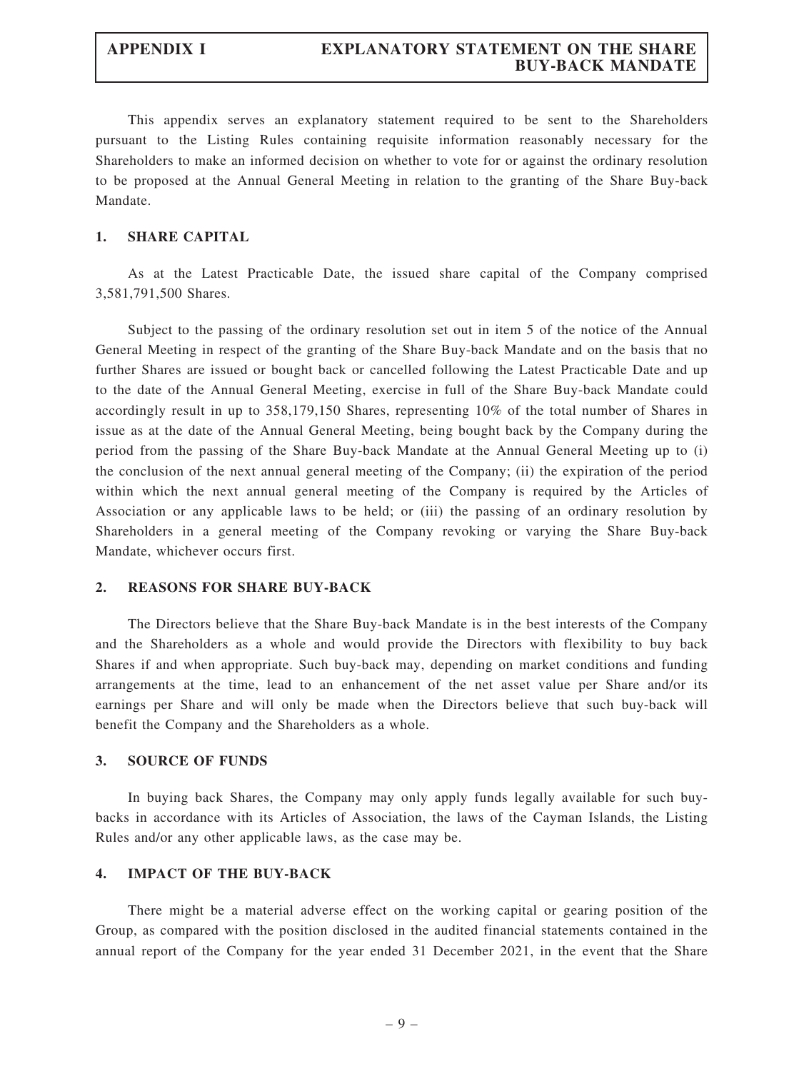This appendix serves an explanatory statement required to be sent to the Shareholders pursuant to the Listing Rules containing requisite information reasonably necessary for the Shareholders to make an informed decision on whether to vote for or against the ordinary resolution to be proposed at the Annual General Meeting in relation to the granting of the Share Buy-back Mandate.

## 1. SHARE CAPITAL

As at the Latest Practicable Date, the issued share capital of the Company comprised 3,581,791,500 Shares.

Subject to the passing of the ordinary resolution set out in item 5 of the notice of the Annual General Meeting in respect of the granting of the Share Buy-back Mandate and on the basis that no further Shares are issued or bought back or cancelled following the Latest Practicable Date and up to the date of the Annual General Meeting, exercise in full of the Share Buy-back Mandate could accordingly result in up to 358,179,150 Shares, representing 10% of the total number of Shares in issue as at the date of the Annual General Meeting, being bought back by the Company during the period from the passing of the Share Buy-back Mandate at the Annual General Meeting up to (i) the conclusion of the next annual general meeting of the Company; (ii) the expiration of the period within which the next annual general meeting of the Company is required by the Articles of Association or any applicable laws to be held; or (iii) the passing of an ordinary resolution by Shareholders in a general meeting of the Company revoking or varying the Share Buy-back Mandate, whichever occurs first.

## 2. REASONS FOR SHARE BUY-BACK

The Directors believe that the Share Buy-back Mandate is in the best interests of the Company and the Shareholders as a whole and would provide the Directors with flexibility to buy back Shares if and when appropriate. Such buy-back may, depending on market conditions and funding arrangements at the time, lead to an enhancement of the net asset value per Share and/or its earnings per Share and will only be made when the Directors believe that such buy-back will benefit the Company and the Shareholders as a whole.

## 3. SOURCE OF FUNDS

In buying back Shares, the Company may only apply funds legally available for such buy-backs in accordance with its Articles of Association, the laws of the Cayman Islands, the Listing Rules and/or any other applicable laws, as the case may be.

## 4. IMPACT OF THE BUY-BACK

There might be a material adverse effect on the working capital or gearing position of the Group, as compared with the position disclosed in the audited financial statements contained in the annual report of the Company for the year ended 31 December 2021, in the event that the Share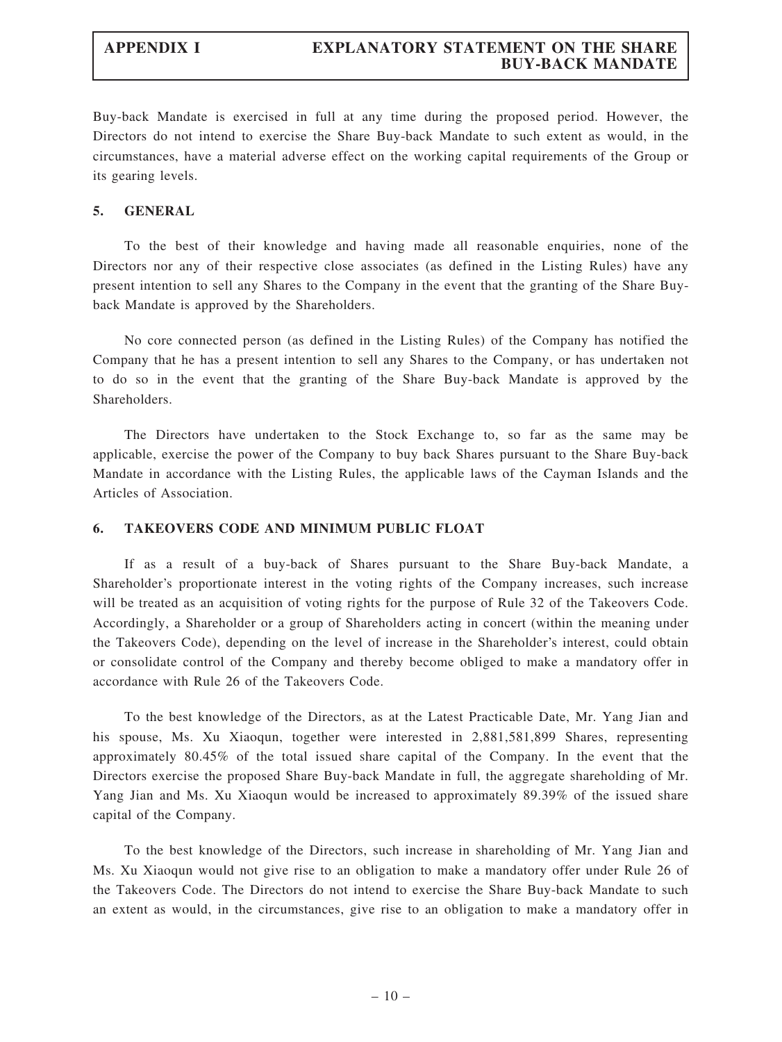Buy-back Mandate is exercised in full at any time during the proposed period. However, the Directors do not intend to exercise the Share Buy-back Mandate to such extent as would, in the circumstances, have a material adverse effect on the working capital requirements of the Group or its gearing levels.

## 5. GENERAL

To the best of their knowledge and having made all reasonable enquiries, none of the Directors nor any of their respective close associates (as defined in the Listing Rules) have any present intention to sell any Shares to the Company in the event that the granting of the Share Buy-back Mandate is approved by the Shareholders.

No core connected person (as defined in the Listing Rules) of the Company has notified the Company that he has a present intention to sell any Shares to the Company, or has undertaken not to do so in the event that the granting of the Share Buy-back Mandate is approved by the Shareholders.

The Directors have undertaken to the Stock Exchange to, so far as the same may be applicable, exercise the power of the Company to buy back Shares pursuant to the Share Buy-back Mandate in accordance with the Listing Rules, the applicable laws of the Cayman Islands and the Articles of Association.

## 6. TAKEOVERS CODE AND MINIMUM PUBLIC FLOAT

If as a result of a buy-back of Shares pursuant to the Share Buy-back Mandate, a Shareholder's proportionate interest in the voting rights of the Company increases, such increase will be treated as an acquisition of voting rights for the purpose of Rule 32 of the Takeovers Code. Accordingly, a Shareholder or a group of Shareholders acting in concert (within the meaning under the Takeovers Code), depending on the level of increase in the Shareholder's interest, could obtain or consolidate control of the Company and thereby become obliged to make a mandatory offer in accordance with Rule 26 of the Takeovers Code.

To the best knowledge of the Directors, as at the Latest Practicable Date, Mr. Yang Jian and his spouse, Ms. Xu Xiaoqun, together were interested in 2,881,581,899 Shares, representing approximately 80.45% of the total issued share capital of the Company. In the event that the Directors exercise the proposed Share Buy-back Mandate in full, the aggregate shareholding of Mr. Yang Jian and Ms. Xu Xiaoqun would be increased to approximately 89.39% of the issued share capital of the Company.

To the best knowledge of the Directors, such increase in shareholding of Mr. Yang Jian and Ms. Xu Xiaoqun would not give rise to an obligation to make a mandatory offer under Rule 26 of the Takeovers Code. The Directors do not intend to exercise the Share Buy-back Mandate to such an extent as would, in the circumstances, give rise to an obligation to make a mandatory offer in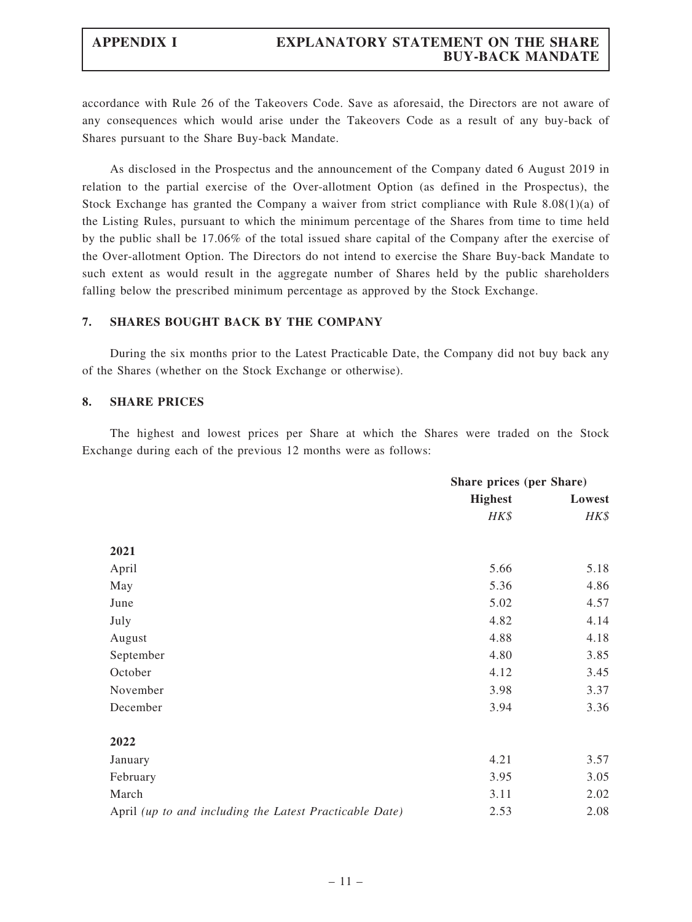accordance with Rule 26 of the Takeovers Code. Save as aforesaid, the Directors are not aware of any consequences which would arise under the Takeovers Code as a result of any buy-back of Shares pursuant to the Share Buy-back Mandate.

As disclosed in the Prospectus and the announcement of the Company dated 6 August 2019 in relation to the partial exercise of the Over-allotment Option (as defined in the Prospectus), the Stock Exchange has granted the Company a waiver from strict compliance with Rule 8.08(1)(a) of the Listing Rules, pursuant to which the minimum percentage of the Shares from time to time held by the public shall be 17.06% of the total issued share capital of the Company after the exercise of the Over-allotment Option. The Directors do not intend to exercise the Share Buy-back Mandate to such extent as would result in the aggregate number of Shares held by the public shareholders falling below the prescribed minimum percentage as approved by the Stock Exchange.

## 7. SHARES BOUGHT BACK BY THE COMPANY

During the six months prior to the Latest Practicable Date, the Company did not buy back any of the Shares (whether on the Stock Exchange or otherwise).

## 8. SHARE PRICES

The highest and lowest prices per Share at which the Shares were traded on the Stock Exchange during each of the previous 12 months were as follows:

| | Share prices (per Share) | |
|---|---|---|
| | **Highest** | **Lowest** |
| | *HK$* | *HK$* |
| **2021** | | |
| April | 5.66 | 5.18 |
| May | 5.36 | 4.86 |
| June | 5.02 | 4.57 |
| July | 4.82 | 4.14 |
| August | 4.88 | 4.18 |
| September | 4.80 | 3.85 |
| October | 4.12 | 3.45 |
| November | 3.98 | 3.37 |
| December | 3.94 | 3.36 |
| **2022** | | |
| January | 4.21 | 3.57 |
| February | 3.95 | 3.05 |
| March | 3.11 | 2.02 |
| April *(up to and including the Latest Practicable Date)* | 2.53 | 2.08 |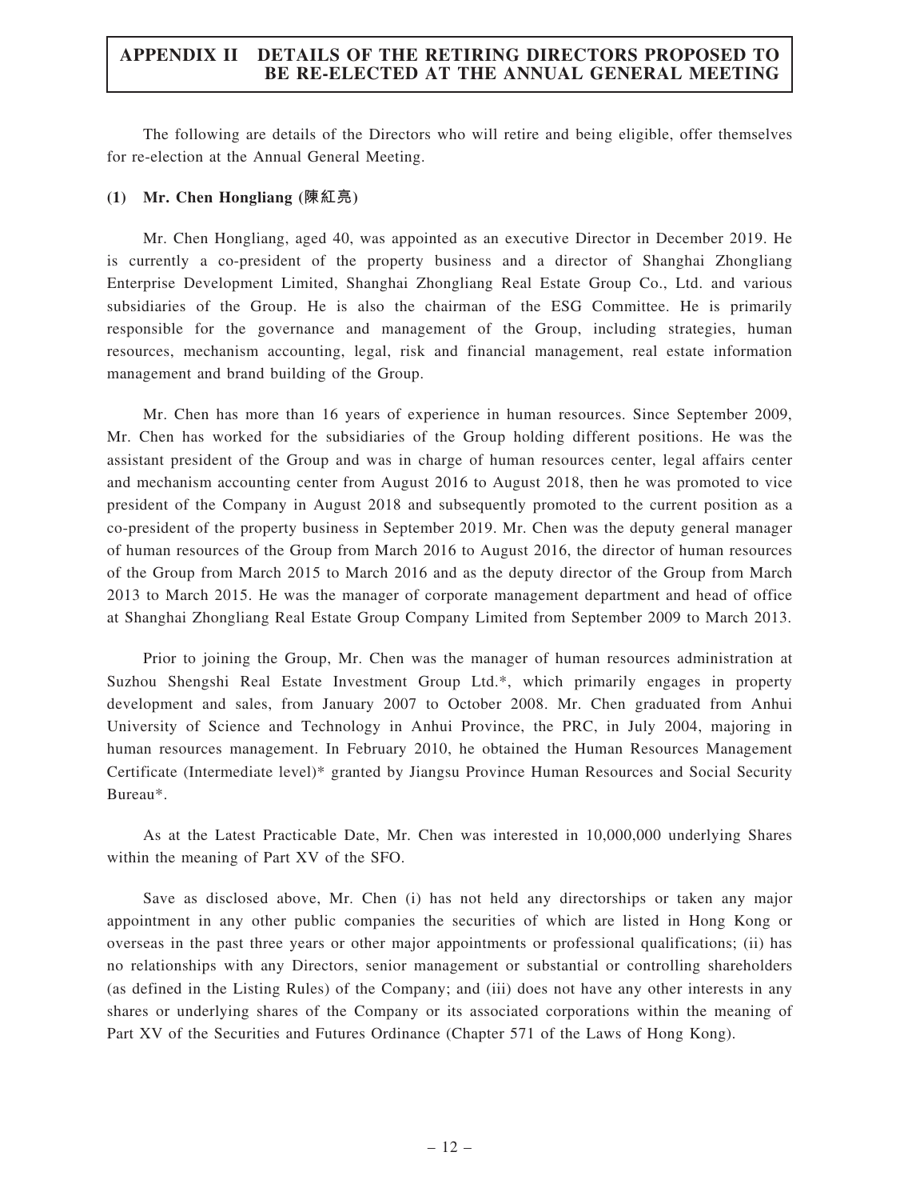# APPENDIX II DETAILS OF THE RETIRING DIRECTORS PROPOSED TO BE RE-ELECTED AT THE ANNUAL GENERAL MEETING

The following are details of the Directors who will retire and being eligible, offer themselves for re-election at the Annual General Meeting.

### (1) Mr. Chen Hongliang (陳紅亮)

Mr. Chen Hongliang, aged 40, was appointed as an executive Director in December 2019. He is currently a co-president of the property business and a director of Shanghai Zhongliang Enterprise Development Limited, Shanghai Zhongliang Real Estate Group Co., Ltd. and various subsidiaries of the Group. He is also the chairman of the ESG Committee. He is primarily responsible for the governance and management of the Group, including strategies, human resources, mechanism accounting, legal, risk and financial management, real estate information management and brand building of the Group.

Mr. Chen has more than 16 years of experience in human resources. Since September 2009, Mr. Chen has worked for the subsidiaries of the Group holding different positions. He was the assistant president of the Group and was in charge of human resources center, legal affairs center and mechanism accounting center from August 2016 to August 2018, then he was promoted to vice president of the Company in August 2018 and subsequently promoted to the current position as a co-president of the property business in September 2019. Mr. Chen was the deputy general manager of human resources of the Group from March 2016 to August 2016, the director of human resources of the Group from March 2015 to March 2016 and as the deputy director of the Group from March 2013 to March 2015. He was the manager of corporate management department and head of office at Shanghai Zhongliang Real Estate Group Company Limited from September 2009 to March 2013.

Prior to joining the Group, Mr. Chen was the manager of human resources administration at Suzhou Shengshi Real Estate Investment Group Ltd.*, which primarily engages in property development and sales, from January 2007 to October 2008. Mr. Chen graduated from Anhui University of Science and Technology in Anhui Province, the PRC, in July 2004, majoring in human resources management. In February 2010, he obtained the Human Resources Management Certificate (Intermediate level)* granted by Jiangsu Province Human Resources and Social Security Bureau*.

As at the Latest Practicable Date, Mr. Chen was interested in 10,000,000 underlying Shares within the meaning of Part XV of the SFO.

Save as disclosed above, Mr. Chen (i) has not held any directorships or taken any major appointment in any other public companies the securities of which are listed in Hong Kong or overseas in the past three years or other major appointments or professional qualifications; (ii) has no relationships with any Directors, senior management or substantial or controlling shareholders (as defined in the Listing Rules) of the Company; and (iii) does not have any other interests in any shares or underlying shares of the Company or its associated corporations within the meaning of Part XV of the Securities and Futures Ordinance (Chapter 571 of the Laws of Hong Kong).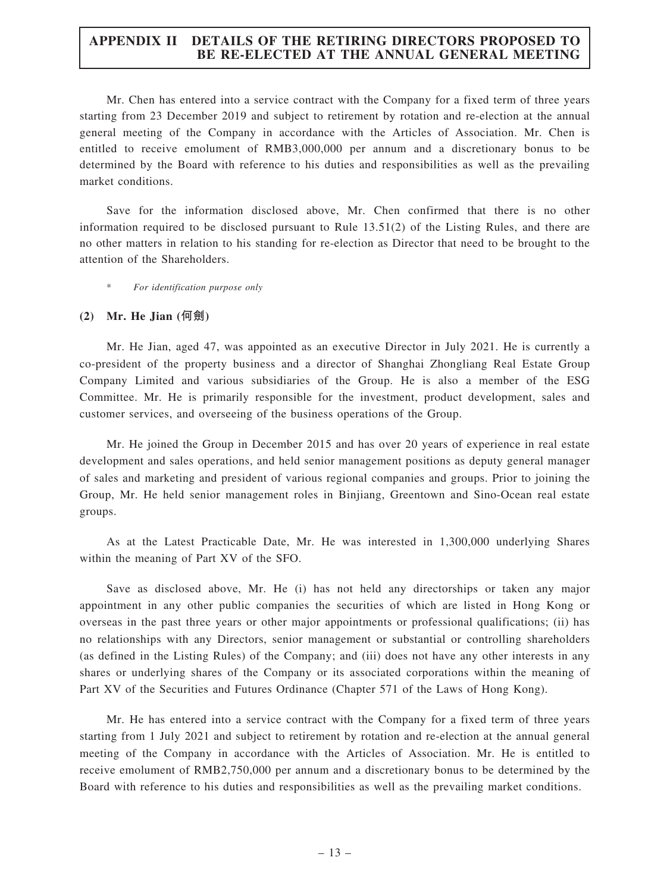Mr. Chen has entered into a service contract with the Company for a fixed term of three years starting from 23 December 2019 and subject to retirement by rotation and re-election at the annual general meeting of the Company in accordance with the Articles of Association. Mr. Chen is entitled to receive emolument of RMB3,000,000 per annum and a discretionary bonus to be determined by the Board with reference to his duties and responsibilities as well as the prevailing market conditions.

Save for the information disclosed above, Mr. Chen confirmed that there is no other information required to be disclosed pursuant to Rule 13.51(2) of the Listing Rules, and there are no other matters in relation to his standing for re-election as Director that need to be brought to the attention of the Shareholders.

\* *For identification purpose only*

**(2) Mr. He Jian (何劍)**

Mr. He Jian, aged 47, was appointed as an executive Director in July 2021. He is currently a co-president of the property business and a director of Shanghai Zhongliang Real Estate Group Company Limited and various subsidiaries of the Group. He is also a member of the ESG Committee. Mr. He is primarily responsible for the investment, product development, sales and customer services, and overseeing of the business operations of the Group.

Mr. He joined the Group in December 2015 and has over 20 years of experience in real estate development and sales operations, and held senior management positions as deputy general manager of sales and marketing and president of various regional companies and groups. Prior to joining the Group, Mr. He held senior management roles in Binjiang, Greentown and Sino-Ocean real estate groups.

As at the Latest Practicable Date, Mr. He was interested in 1,300,000 underlying Shares within the meaning of Part XV of the SFO.

Save as disclosed above, Mr. He (i) has not held any directorships or taken any major appointment in any other public companies the securities of which are listed in Hong Kong or overseas in the past three years or other major appointments or professional qualifications; (ii) has no relationships with any Directors, senior management or substantial or controlling shareholders (as defined in the Listing Rules) of the Company; and (iii) does not have any other interests in any shares or underlying shares of the Company or its associated corporations within the meaning of Part XV of the Securities and Futures Ordinance (Chapter 571 of the Laws of Hong Kong).

Mr. He has entered into a service contract with the Company for a fixed term of three years starting from 1 July 2021 and subject to retirement by rotation and re-election at the annual general meeting of the Company in accordance with the Articles of Association. Mr. He is entitled to receive emolument of RMB2,750,000 per annum and a discretionary bonus to be determined by the Board with reference to his duties and responsibilities as well as the prevailing market conditions.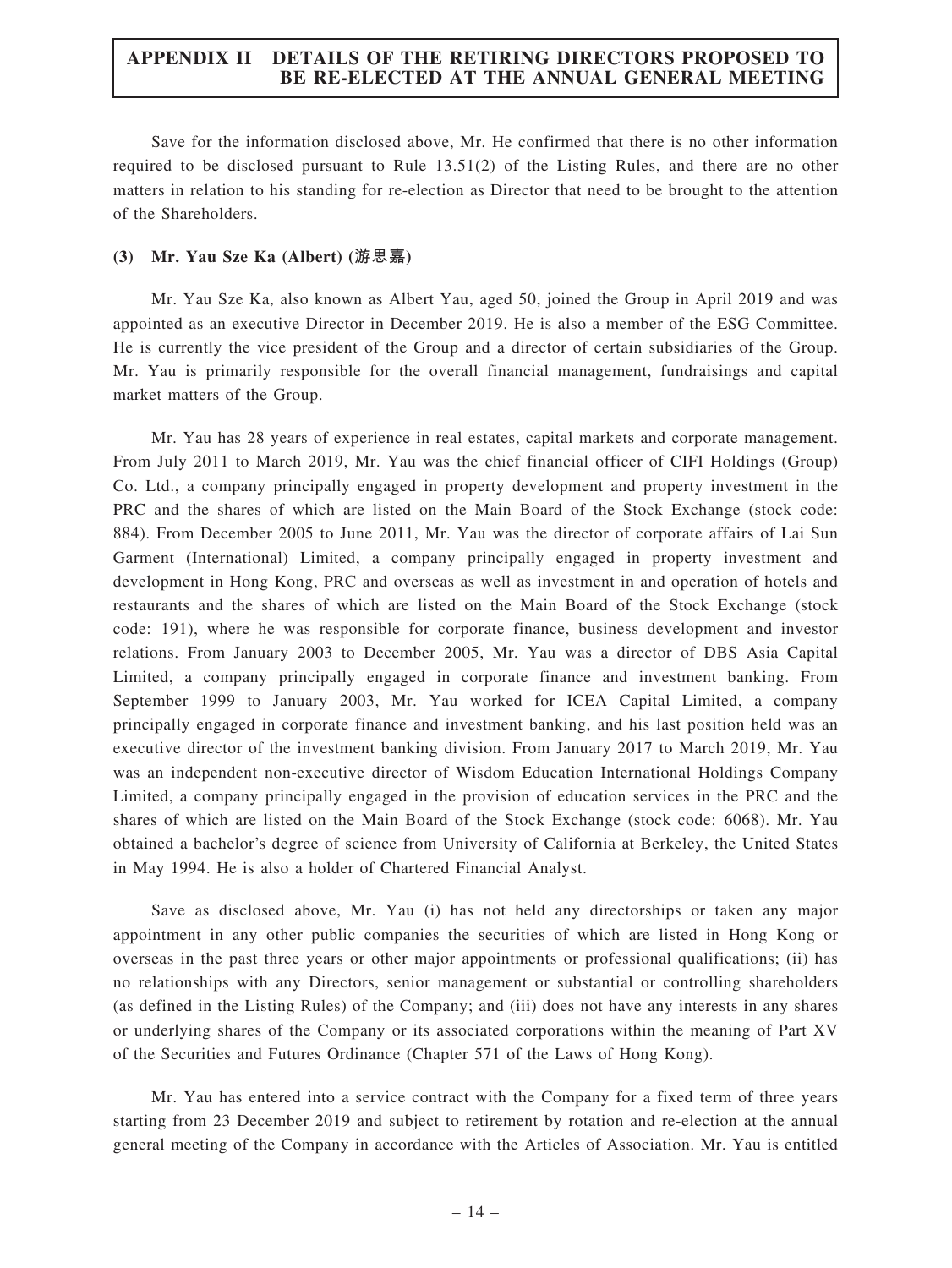Save for the information disclosed above, Mr. He confirmed that there is no other information required to be disclosed pursuant to Rule 13.51(2) of the Listing Rules, and there are no other matters in relation to his standing for re-election as Director that need to be brought to the attention of the Shareholders.

**(3) Mr. Yau Sze Ka (Albert) (游思嘉)**

Mr. Yau Sze Ka, also known as Albert Yau, aged 50, joined the Group in April 2019 and was appointed as an executive Director in December 2019. He is also a member of the ESG Committee. He is currently the vice president of the Group and a director of certain subsidiaries of the Group. Mr. Yau is primarily responsible for the overall financial management, fundraisings and capital market matters of the Group.

Mr. Yau has 28 years of experience in real estates, capital markets and corporate management. From July 2011 to March 2019, Mr. Yau was the chief financial officer of CIFI Holdings (Group) Co. Ltd., a company principally engaged in property development and property investment in the PRC and the shares of which are listed on the Main Board of the Stock Exchange (stock code: 884). From December 2005 to June 2011, Mr. Yau was the director of corporate affairs of Lai Sun Garment (International) Limited, a company principally engaged in property investment and development in Hong Kong, PRC and overseas as well as investment in and operation of hotels and restaurants and the shares of which are listed on the Main Board of the Stock Exchange (stock code: 191), where he was responsible for corporate finance, business development and investor relations. From January 2003 to December 2005, Mr. Yau was a director of DBS Asia Capital Limited, a company principally engaged in corporate finance and investment banking. From September 1999 to January 2003, Mr. Yau worked for ICEA Capital Limited, a company principally engaged in corporate finance and investment banking, and his last position held was an executive director of the investment banking division. From January 2017 to March 2019, Mr. Yau was an independent non-executive director of Wisdom Education International Holdings Company Limited, a company principally engaged in the provision of education services in the PRC and the shares of which are listed on the Main Board of the Stock Exchange (stock code: 6068). Mr. Yau obtained a bachelor's degree of science from University of California at Berkeley, the United States in May 1994. He is also a holder of Chartered Financial Analyst.

Save as disclosed above, Mr. Yau (i) has not held any directorships or taken any major appointment in any other public companies the securities of which are listed in Hong Kong or overseas in the past three years or other major appointments or professional qualifications; (ii) has no relationships with any Directors, senior management or substantial or controlling shareholders (as defined in the Listing Rules) of the Company; and (iii) does not have any interests in any shares or underlying shares of the Company or its associated corporations within the meaning of Part XV of the Securities and Futures Ordinance (Chapter 571 of the Laws of Hong Kong).

Mr. Yau has entered into a service contract with the Company for a fixed term of three years starting from 23 December 2019 and subject to retirement by rotation and re-election at the annual general meeting of the Company in accordance with the Articles of Association. Mr. Yau is entitled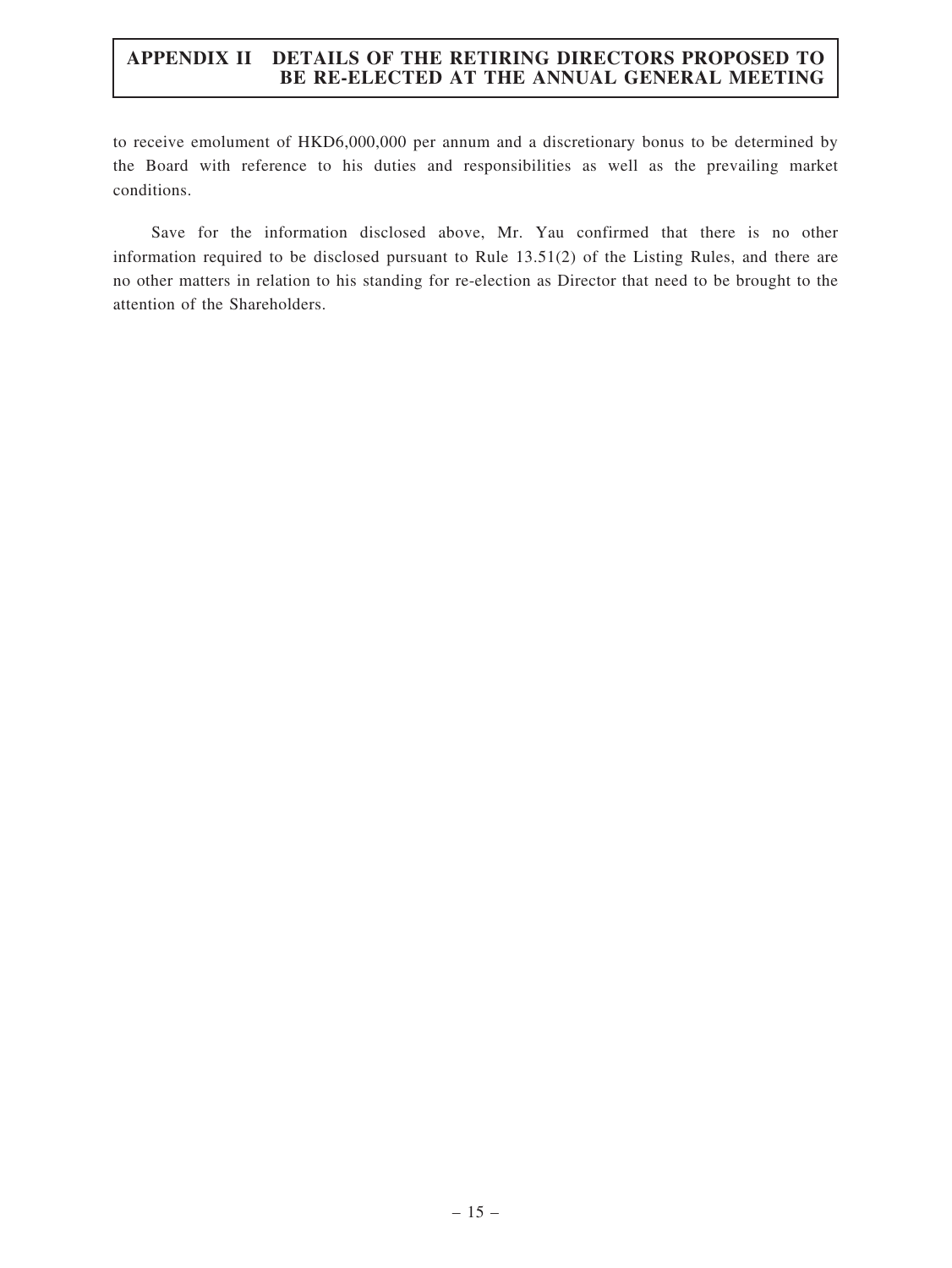to receive emolument of HKD6,000,000 per annum and a discretionary bonus to be determined by the Board with reference to his duties and responsibilities as well as the prevailing market conditions.

Save for the information disclosed above, Mr. Yau confirmed that there is no other information required to be disclosed pursuant to Rule 13.51(2) of the Listing Rules, and there are no other matters in relation to his standing for re-election as Director that need to be brought to the attention of the Shareholders.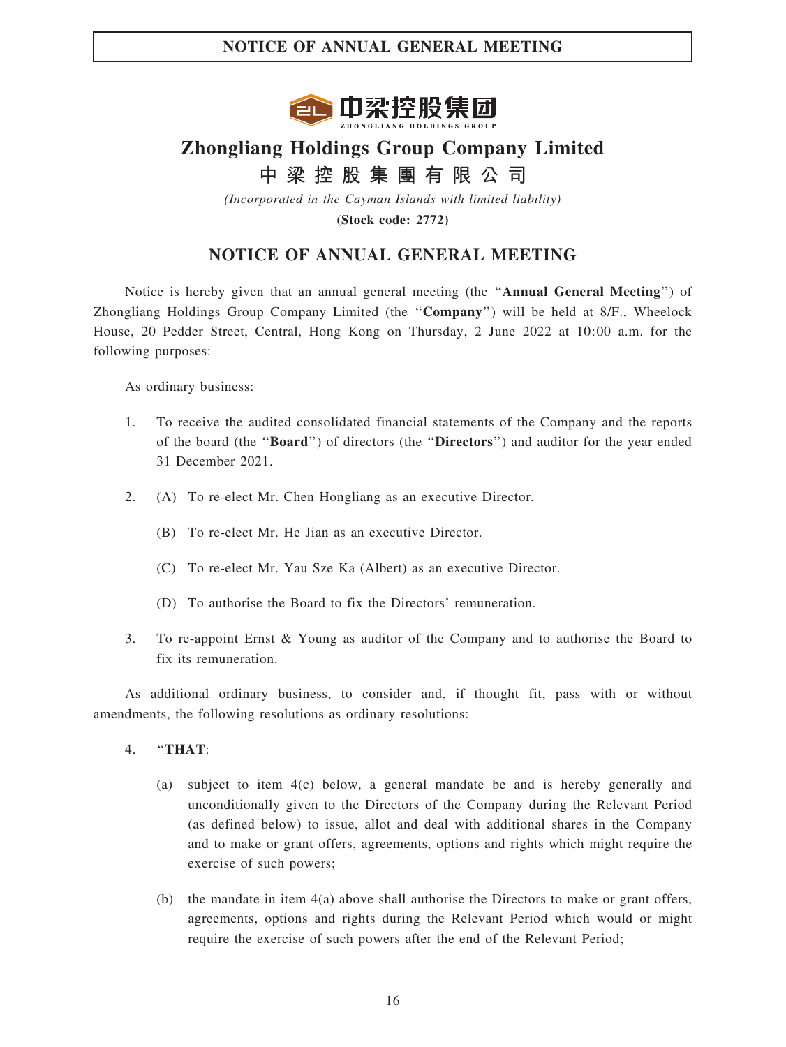# Zhongliang Holdings Group Company Limited

## 中梁控股集團有限公司

*(Incorporated in the Cayman Islands with limited liability)*

**(Stock code: 2772)**

## NOTICE OF ANNUAL GENERAL MEETING

Notice is hereby given that an annual general meeting (the "**Annual General Meeting**") of Zhongliang Holdings Group Company Limited (the "**Company**") will be held at 8/F., Wheelock House, 20 Pedder Street, Central, Hong Kong on Thursday, 2 June 2022 at 10:00 a.m. for the following purposes:

As ordinary business:

1. To receive the audited consolidated financial statements of the Company and the reports of the board (the "**Board**") of directors (the "**Directors**") and auditor for the year ended 31 December 2021.

2. (A) To re-elect Mr. Chen Hongliang as an executive Director.

   (B) To re-elect Mr. He Jian as an executive Director.

   (C) To re-elect Mr. Yau Sze Ka (Albert) as an executive Director.

   (D) To authorise the Board to fix the Directors' remuneration.

3. To re-appoint Ernst & Young as auditor of the Company and to authorise the Board to fix its remuneration.

As additional ordinary business, to consider and, if thought fit, pass with or without amendments, the following resolutions as ordinary resolutions:

4. "**THAT**:

   (a) subject to item 4(c) below, a general mandate be and is hereby generally and unconditionally given to the Directors of the Company during the Relevant Period (as defined below) to issue, allot and deal with additional shares in the Company and to make or grant offers, agreements, options and rights which might require the exercise of such powers;

   (b) the mandate in item 4(a) above shall authorise the Directors to make or grant offers, agreements, options and rights during the Relevant Period which would or might require the exercise of such powers after the end of the Relevant Period;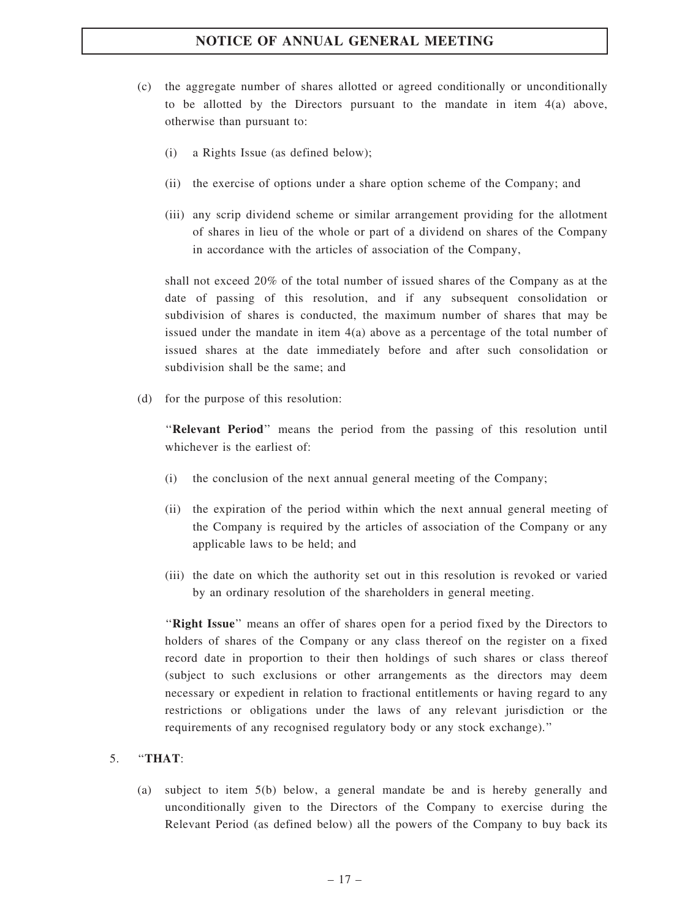(c) the aggregate number of shares allotted or agreed conditionally or unconditionally to be allotted by the Directors pursuant to the mandate in item 4(a) above, otherwise than pursuant to:

(i) a Rights Issue (as defined below);

(ii) the exercise of options under a share option scheme of the Company; and

(iii) any scrip dividend scheme or similar arrangement providing for the allotment of shares in lieu of the whole or part of a dividend on shares of the Company in accordance with the articles of association of the Company,

shall not exceed 20% of the total number of issued shares of the Company as at the date of passing of this resolution, and if any subsequent consolidation or subdivision of shares is conducted, the maximum number of shares that may be issued under the mandate in item 4(a) above as a percentage of the total number of issued shares at the date immediately before and after such consolidation or subdivision shall be the same; and

(d) for the purpose of this resolution:

"**Relevant Period**" means the period from the passing of this resolution until whichever is the earliest of:

(i) the conclusion of the next annual general meeting of the Company;

(ii) the expiration of the period within which the next annual general meeting of the Company is required by the articles of association of the Company or any applicable laws to be held; and

(iii) the date on which the authority set out in this resolution is revoked or varied by an ordinary resolution of the shareholders in general meeting.

"**Right Issue**" means an offer of shares open for a period fixed by the Directors to holders of shares of the Company or any class thereof on the register on a fixed record date in proportion to their then holdings of such shares or class thereof (subject to such exclusions or other arrangements as the directors may deem necessary or expedient in relation to fractional entitlements or having regard to any restrictions or obligations under the laws of any relevant jurisdiction or the requirements of any recognised regulatory body or any stock exchange)."

5. "**THAT**:

(a) subject to item 5(b) below, a general mandate be and is hereby generally and unconditionally given to the Directors of the Company to exercise during the Relevant Period (as defined below) all the powers of the Company to buy back its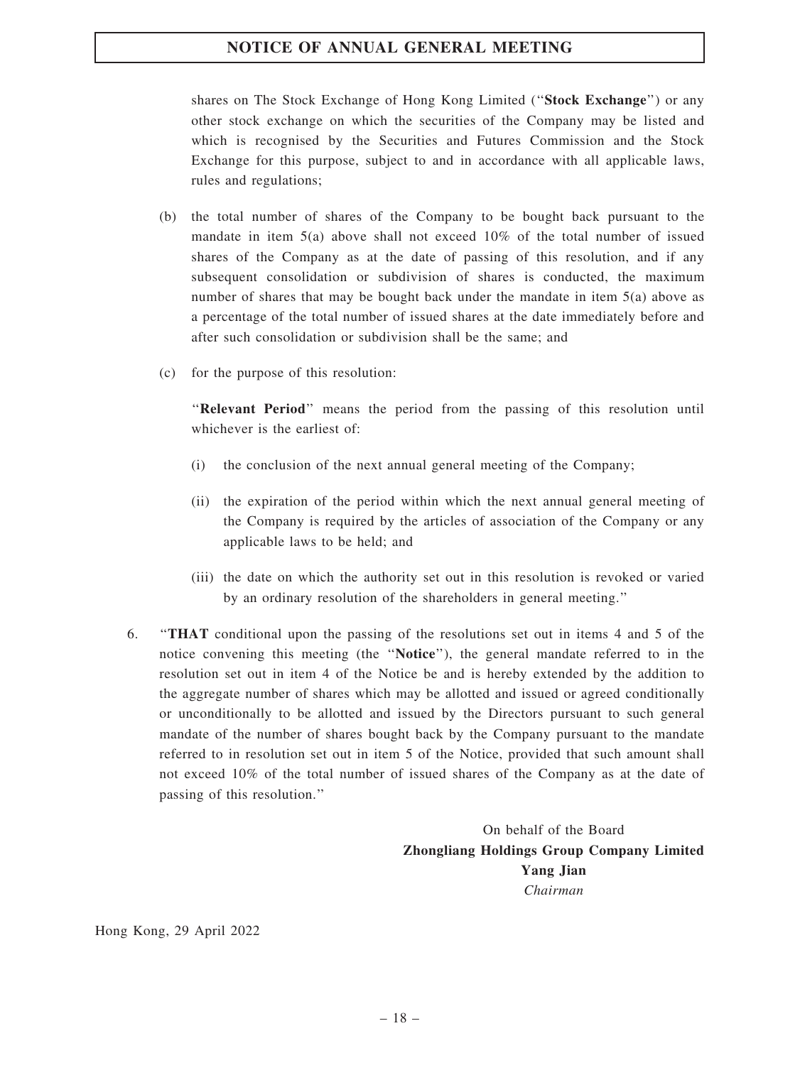shares on The Stock Exchange of Hong Kong Limited (''**Stock Exchange**'') or any other stock exchange on which the securities of the Company may be listed and which is recognised by the Securities and Futures Commission and the Stock Exchange for this purpose, subject to and in accordance with all applicable laws, rules and regulations;

(b) the total number of shares of the Company to be bought back pursuant to the mandate in item 5(a) above shall not exceed 10% of the total number of issued shares of the Company as at the date of passing of this resolution, and if any subsequent consolidation or subdivision of shares is conducted, the maximum number of shares that may be bought back under the mandate in item 5(a) above as a percentage of the total number of issued shares at the date immediately before and after such consolidation or subdivision shall be the same; and

(c) for the purpose of this resolution:

''**Relevant Period**'' means the period from the passing of this resolution until whichever is the earliest of:

(i) the conclusion of the next annual general meeting of the Company;

(ii) the expiration of the period within which the next annual general meeting of the Company is required by the articles of association of the Company or any applicable laws to be held; and

(iii) the date on which the authority set out in this resolution is revoked or varied by an ordinary resolution of the shareholders in general meeting.''

6. ''**THAT** conditional upon the passing of the resolutions set out in items 4 and 5 of the notice convening this meeting (the ''**Notice**''), the general mandate referred to in the resolution set out in item 4 of the Notice be and is hereby extended by the addition to the aggregate number of shares which may be allotted and issued or agreed conditionally or unconditionally to be allotted and issued by the Directors pursuant to such general mandate of the number of shares bought back by the Company pursuant to the mandate referred to in resolution set out in item 5 of the Notice, provided that such amount shall not exceed 10% of the total number of issued shares of the Company as at the date of passing of this resolution.''

On behalf of the Board
**Zhongliang Holdings Group Company Limited**
**Yang Jian**
*Chairman*

Hong Kong, 29 April 2022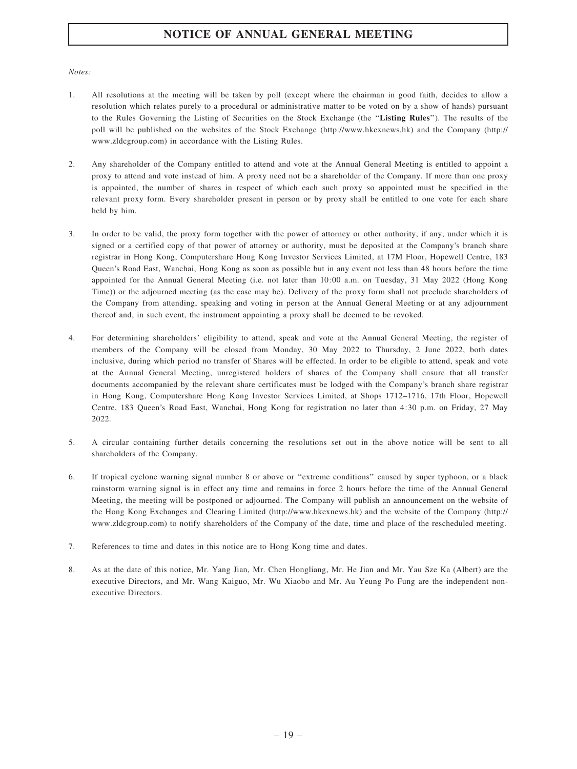# NOTICE OF ANNUAL GENERAL MEETING

*Notes:*

1. All resolutions at the meeting will be taken by poll (except where the chairman in good faith, decides to allow a resolution which relates purely to a procedural or administrative matter to be voted on by a show of hands) pursuant to the Rules Governing the Listing of Securities on the Stock Exchange (the "**Listing Rules**"). The results of the poll will be published on the websites of the Stock Exchange (http://www.hkexnews.hk) and the Company (http://www.zldcgroup.com) in accordance with the Listing Rules.

2. Any shareholder of the Company entitled to attend and vote at the Annual General Meeting is entitled to appoint a proxy to attend and vote instead of him. A proxy need not be a shareholder of the Company. If more than one proxy is appointed, the number of shares in respect of which each such proxy so appointed must be specified in the relevant proxy form. Every shareholder present in person or by proxy shall be entitled to one vote for each share held by him.

3. In order to be valid, the proxy form together with the power of attorney or other authority, if any, under which it is signed or a certified copy of that power of attorney or authority, must be deposited at the Company's branch share registrar in Hong Kong, Computershare Hong Kong Investor Services Limited, at 17M Floor, Hopewell Centre, 183 Queen's Road East, Wanchai, Hong Kong as soon as possible but in any event not less than 48 hours before the time appointed for the Annual General Meeting (i.e. not later than 10:00 a.m. on Tuesday, 31 May 2022 (Hong Kong Time)) or the adjourned meeting (as the case may be). Delivery of the proxy form shall not preclude shareholders of the Company from attending, speaking and voting in person at the Annual General Meeting or at any adjournment thereof and, in such event, the instrument appointing a proxy shall be deemed to be revoked.

4. For determining shareholders' eligibility to attend, speak and vote at the Annual General Meeting, the register of members of the Company will be closed from Monday, 30 May 2022 to Thursday, 2 June 2022, both dates inclusive, during which period no transfer of Shares will be effected. In order to be eligible to attend, speak and vote at the Annual General Meeting, unregistered holders of shares of the Company shall ensure that all transfer documents accompanied by the relevant share certificates must be lodged with the Company's branch share registrar in Hong Kong, Computershare Hong Kong Investor Services Limited, at Shops 1712–1716, 17th Floor, Hopewell Centre, 183 Queen's Road East, Wanchai, Hong Kong for registration no later than 4:30 p.m. on Friday, 27 May 2022.

5. A circular containing further details concerning the resolutions set out in the above notice will be sent to all shareholders of the Company.

6. If tropical cyclone warning signal number 8 or above or "extreme conditions" caused by super typhoon, or a black rainstorm warning signal is in effect any time and remains in force 2 hours before the time of the Annual General Meeting, the meeting will be postponed or adjourned. The Company will publish an announcement on the website of the Hong Kong Exchanges and Clearing Limited (http://www.hkexnews.hk) and the website of the Company (http://www.zldcgroup.com) to notify shareholders of the Company of the date, time and place of the rescheduled meeting.

7. References to time and dates in this notice are to Hong Kong time and dates.

8. As at the date of this notice, Mr. Yang Jian, Mr. Chen Hongliang, Mr. He Jian and Mr. Yau Sze Ka (Albert) are the executive Directors, and Mr. Wang Kaiguo, Mr. Wu Xiaobo and Mr. Au Yeung Po Fung are the independent non-executive Directors.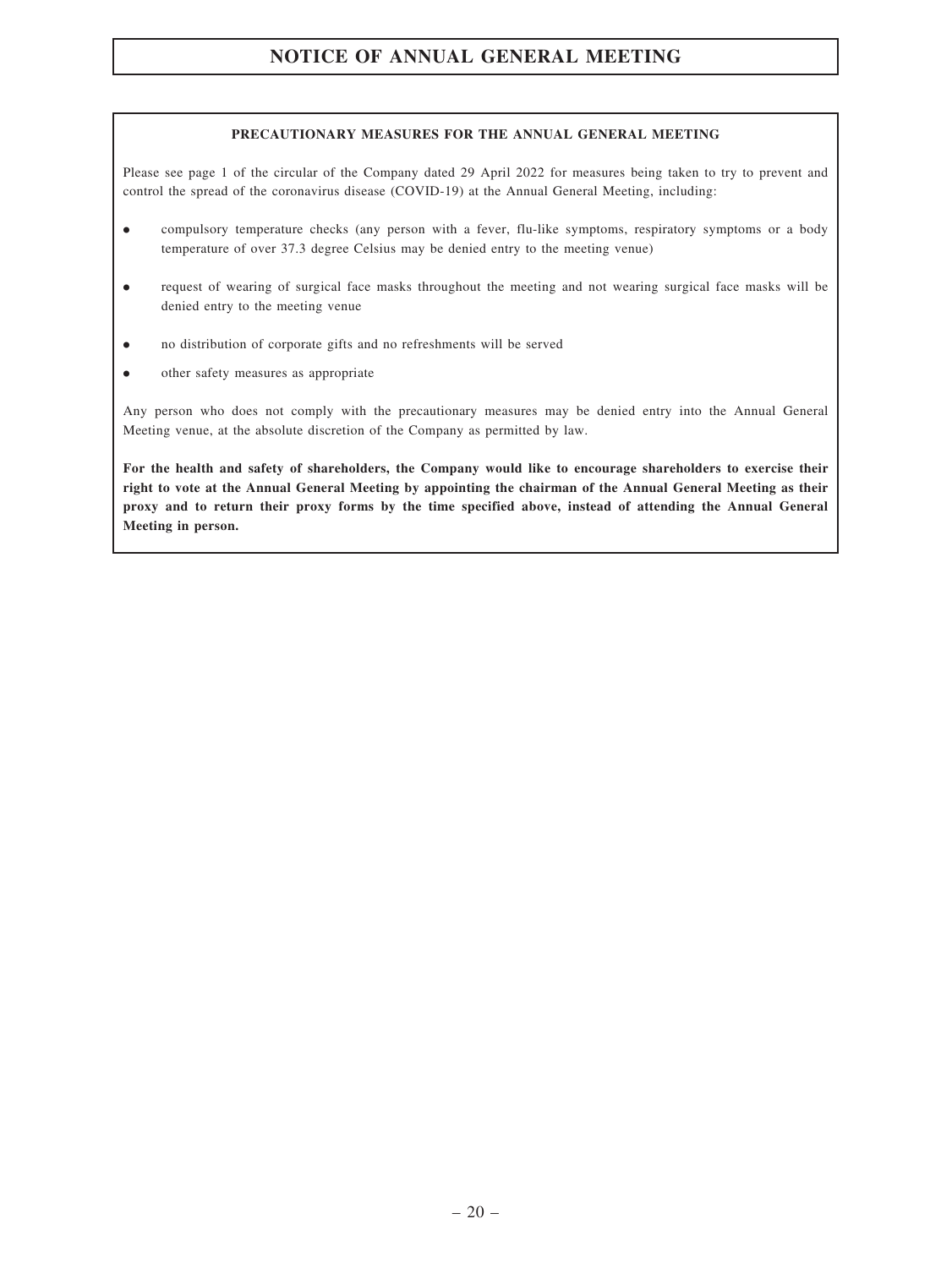**PRECAUTIONARY MEASURES FOR THE ANNUAL GENERAL MEETING**

Please see page 1 of the circular of the Company dated 29 April 2022 for measures being taken to try to prevent and control the spread of the coronavirus disease (COVID-19) at the Annual General Meeting, including:

- compulsory temperature checks (any person with a fever, flu-like symptoms, respiratory symptoms or a body temperature of over 37.3 degree Celsius may be denied entry to the meeting venue)
- request of wearing of surgical face masks throughout the meeting and not wearing surgical face masks will be denied entry to the meeting venue
- no distribution of corporate gifts and no refreshments will be served
- other safety measures as appropriate

Any person who does not comply with the precautionary measures may be denied entry into the Annual General Meeting venue, at the absolute discretion of the Company as permitted by law.

**For the health and safety of shareholders, the Company would like to encourage shareholders to exercise their right to vote at the Annual General Meeting by appointing the chairman of the Annual General Meeting as their proxy and to return their proxy forms by the time specified above, instead of attending the Annual General Meeting in person.**